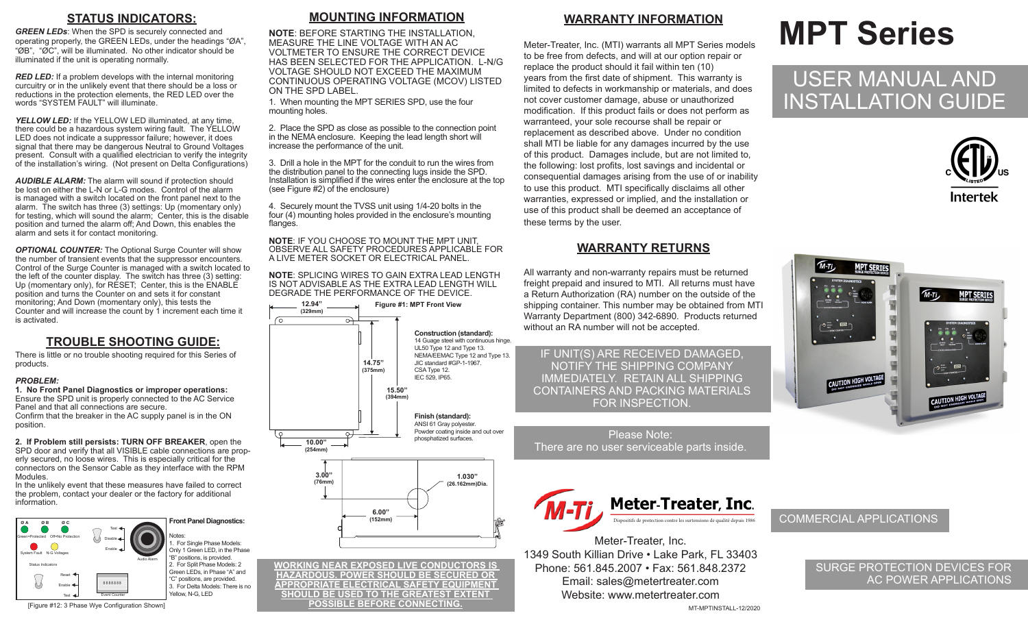## STATUS INDICATORS:

***GREEN LEDs***: When the SPD is securely connected and operating properly, the GREEN LEDs, under the headings "ØA", "ØB", "ØC", will be illuminated. No other indicator should be illuminated if the unit is operating normally.

***RED LED:*** If a problem develops with the internal monitoring curcuitry or in the unlikely event that there should be a loss or reductions in the protection elements, the RED LED over the words "SYSTEM FAULT" will illuminate.

***YELLOW LED:*** If the YELLOW LED illuminated, at any time, there could be a hazardous system wiring fault. The YELLOW LED does not indicate a suppressor failure; however, it does signal that there may be dangerous Neutral to Ground Voltages present. Consult with a qualified electrician to verify the integrity of the installation's wiring. (Not present on Delta Configurations)

***AUDIBLE ALARM:*** The alarm will sound if protection should be lost on either the L-N or L-G modes. Control of the alarm is managed with a switch located on the front panel next to the alarm. The switch has three (3) settings: Up (momentary only) for testing, which will sound the alarm; Center, this is the disable position and turned the alarm off; And Down, this enables the alarm and sets it for contact monitoring.

***OPTIONAL COUNTER:*** The Optional Surge Counter will show the number of transient events that the suppressor encounters. Control of the Surge Counter is managed with a switch located to the left of the counter display. The switch has three (3) setting: Up (momentary only), for RESET; Center, this is the ENABLE position and turns the Counter on and sets it for constant monitoring; And Down (momentary only), this tests the Counter and will increase the count by 1 increment each time it is activated.

## TROUBLE SHOOTING GUIDE:

There is little or no trouble shooting required for this Series of products.

***PROBLEM:***

**1. No Front Panel Diagnostics or improper operations:**
Ensure the SPD unit is properly connected to the AC Service Panel and that all connections are secure.
Confirm that the breaker in the AC supply panel is in the ON position.

**2. If Problem still persists: TURN OFF BREAKER**, open the SPD door and verify that all VISIBLE cable connections are properly secured, no loose wires. This is especially critical for the connectors on the Sensor Cable as they interface with the RPM Modules.
In the unlikely event that these measures have failed to correct the problem, contact your dealer or the factory for additional information.

Ø A Ø B Ø C
Green=Protected Off=No Protection
System Fault N-G Voltages
Status Indicators
Test Disable Enable Audio Alarm
Reset Enable Test Event Counter 8888888

**Front Panel Diagnostics:**

Notes:
1. For Single Phase Models: Only 1 Green LED, in the Phase "B" positions, is provided.
2. For Split Phase Models: 2 Green LEDs, in Phase "A" and "C" positions, are provided.
3. For Delta Models: There is no Yellow, N-G, LED

[Figure #12: 3 Phase Wye Configuration Shown]

## MOUNTING INFORMATION

**NOTE**: BEFORE STARTING THE INSTALLATION, MEASURE THE LINE VOLTAGE WITH AN AC VOLTMETER TO ENSURE THE CORRECT DEVICE HAS BEEN SELECTED FOR THE APPLICATION. L-N/G VOLTAGE SHOULD NOT EXCEED THE MAXIMUM CONTINUOUS OPERATING VOLTAGE (MCOV) LISTED ON THE SPD LABEL.

1. When mounting the MPT SERIES SPD, use the four mounting holes.

2. Place the SPD as close as possible to the connection point in the NEMA enclosure. Keeping the lead length short will increase the performance of the unit.

3. Drill a hole in the MPT for the conduit to run the wires from the distribution panel to the connecting lugs inside the SPD. Installation is simplified if the wires enter the enclosure at the top (see Figure #2) of the enclosure)

4. Securely mount the TVSS unit using 1/4-20 bolts in the four (4) mounting holes provided in the enclosure's mounting flanges.

**NOTE**: IF YOU CHOOSE TO MOUNT THE MPT UNIT, OBSERVE ALL SAFETY PROCEDURES APPLICABLE FOR A LIVE METER SOCKET OR ELECTRICAL PANEL.

**NOTE**: SPLICING WIRES TO GAIN EXTRA LEAD LENGTH IS NOT ADVISABLE AS THE EXTRA LEAD LENGTH WILL DEGRADE THE PERFORMANCE OF THE DEVICE.

**Figure #1: MPT Front View**

12.94" (329mm)
14.75" (375mm)
15.50" (394mm)
10.00" (254mm)
3.00" (76mm)
1.030" (26.162mm)Dia.
6.00" (152mm)

**Construction (standard):**
14 Guage steel with continuous hinge.
UL50 Type 12 and Type 13.
NEMA/EEMAC Type 12 and Type 13.
JIC standard #GP-1-1967.
CSA Type 12.
IEC 529, IP65.

**Finish (standard):**
ANSI 61 Gray polyester.
Powder coating inside and out over phosphatized surfaces.

**WORKING NEAR EXPOSED LIVE CONDUCTORS IS HAZARDOUS. POWER SHOULD BE SECURED OR APPROPRIATE ELECTRICAL SAFETY EQUIPMENT SHOULD BE USED TO THE GREATEST EXTENT POSSIBLE BEFORE CONNECTING.**

## WARRANTY INFORMATION

Meter-Treater, Inc. (MTI) warrants all MPT Series models to be free from defects, and will at our option repair or replace the product should it fail within ten (10) years from the first date of shipment. This warranty is limited to defects in workmanship or materials, and does not cover customer damage, abuse or unauthorized modification. If this product fails or does not perform as warranteed, your sole recourse shall be repair or replacement as described above. Under no condition shall MTI be liable for any damages incurred by the use of this product. Damages include, but are not limited to, the following: lost profits, lost savings and incidental or consequential damages arising from the use of or inability to use this product. MTI specifically disclaims all other warranties, expressed or implied, and the installation or use of this product shall be deemed an acceptance of these terms by the user.

## WARRANTY RETURNS

All warranty and non-warranty repairs must be returned freight prepaid and insured to MTI. All returns must have a Return Authorization (RA) number on the outside of the shipping container. This number may be obtained from MTI Warranty Department (800) 342-6890. Products returned without an RA number will not be accepted.

IF UNIT(S) ARE RECEIVED DAMAGED, NOTIFY THE SHIPPING COMPANY IMMEDIATELY. RETAIN ALL SHIPPING CONTAINERS AND PACKING MATERIALS FOR INSPECTION.

Please Note:
There are no user serviceable parts inside.

**Meter-Treater, Inc.**
Dispositifs de protection contre les surtensions de qualité depuis 1986

Meter-Treater, Inc.
1349 South Killian Drive • Lake Park, FL 33403
Phone: 561.845.2007 • Fax: 561.848.2372
Email: sales@metertreater.com
Website: www.metertreater.com

MT-MPTINSTALL-12/2020

# MPT Series

## USER MANUAL AND INSTALLATION GUIDE

Intertek

COMMERCIAL APPLICATIONS

SURGE PROTECTION DEVICES FOR AC POWER APPLICATIONS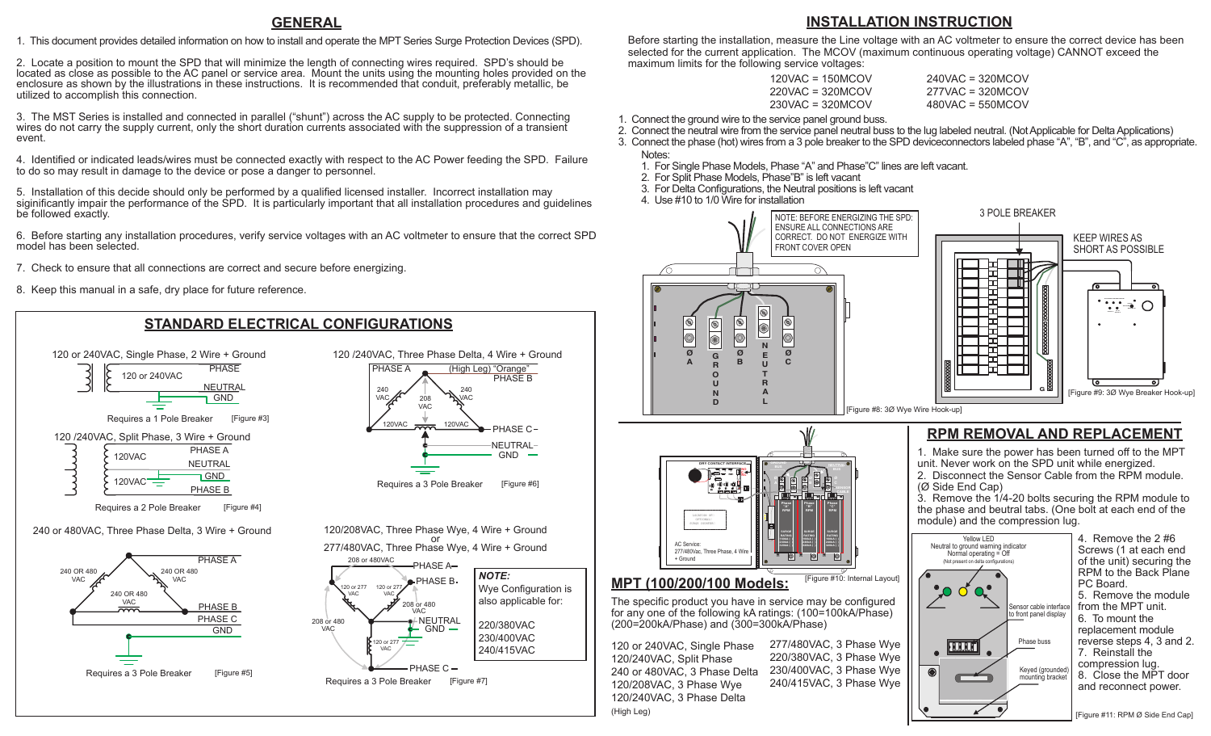## GENERAL

1. This document provides detailed information on how to install and operate the MPT Series Surge Protection Devices (SPD).

2. Locate a position to mount the SPD that will minimize the length of connecting wires required. SPD's should be located as close as possible to the AC panel or service area. Mount the units using the mounting holes provided on the enclosure as shown by the illustrations in these instructions. It is recommended that conduit, preferably metallic, be utilized to accomplish this connection.

3. The MST Series is installed and connected in parallel ("shunt") across the AC supply to be protected. Connecting wires do not carry the supply current, only the short duration currents associated with the suppression of a transient event.

4. Identified or indicated leads/wires must be connected exactly with respect to the AC Power feeding the SPD. Failure to do so may result in damage to the device or pose a danger to personnel.

5. Installation of this decide should only be performed by a qualified licensed installer. Incorrect installation may siginificantly impair the performance of the SPD. It is particularly important that all installation procedures and guidelines be followed exactly.

6. Before starting any installation procedures, verify service voltages with an AC voltmeter to ensure that the correct SPD model has been selected.

7. Check to ensure that all connections are correct and secure before energizing.

8. Keep this manual in a safe, dry place for future reference.

## STANDARD ELECTRICAL CONFIGURATIONS

120 or 240VAC, Single Phase, 2 Wire + Ground

120 or 240VAC
PHASE
NEUTRAL
GND

Requires a 1 Pole Breaker [Figure #3]

120 /240VAC, Split Phase, 3 Wire + Ground

120VAC
120VAC
PHASE A
NEUTRAL
GND
PHASE B

Requires a 2 Pole Breaker [Figure #4]

240 or 480VAC, Three Phase Delta, 3 Wire + Ground

240 OR 480 VAC
240 OR 480 VAC
240 OR 480 VAC
PHASE A
PHASE B
PHASE C
GND

Requires a 3 Pole Breaker [Figure #5]

120 /240VAC, Three Phase Delta, 4 Wire + Ground

PHASE A (High Leg) "Orange"
PHASE B
240 VAC
208 VAC
240 VAC
120VAC 120VAC
PHASE C
NEUTRAL
GND

Requires a 3 Pole Breaker [Figure #6]

120/208VAC, Three Phase Wye, 4 Wire + Ground
or
277/480VAC, Three Phase Wye, 4 Wire + Ground

208 or 480VAC
PHASE A
PHASE B
120 or 277 VAC
120 or 277 VAC
208 or 480 VAC
208 or 480 VAC
NEUTRAL
GND
120 or 277 VAC
PHASE C

Requires a 3 Pole Breaker [Figure #7]

***NOTE:***
Wye Configuration is also applicable for:

220/380VAC
230/400VAC
240/415VAC

## INSTALLATION INSTRUCTION

Before starting the installation, measure the Line voltage with an AC voltmeter to ensure the correct device has been selected for the current application. The MCOV (maximum continuous operating voltage) CANNOT exceed the maximum limits for the following service voltages:

| | |
|---|---|
| 120VAC = 150MCOV | 240VAC = 320MCOV |
| 220VAC = 320MCOV | 277VAC = 320MCOV |
| 230VAC = 320MCOV | 480VAC = 550MCOV |

1. Connect the ground wire to the service panel ground buss.
2. Connect the neutral wire from the service panel neutral buss to the lug labeled neutral. (Not Applicable for Delta Applications)
3. Connect the phase (hot) wires from a 3 pole breaker to the SPD deviceconnectors labeled phase "A", "B", and "C", as appropriate.

Notes:
1. For Single Phase Models, Phase "A" and Phase"C" lines are left vacant.
2. For Split Phase Models, Phase"B" is left vacant
3. For Delta Configurations, the Neutral positions is left vacant
4. Use #10 to 1/0 Wire for installation

NOTE: BEFORE ENERGIZING THE SPD: ENSURE ALL CONNECTIONS ARE CORRECT. DO NOT ENERGIZE WITH FRONT COVER OPEN

Ø A
GROUND
Ø B
NEUTRAL
Ø C

[Figure #8: 3Ø Wye Wire Hook-up]

3 POLE BREAKER

KEEP WIRES AS SHORT AS POSSIBLE

G

[Figure #9: 3Ø Wye Breaker Hook-up]

AC Service:
277/480Vac, Three Phase, 4 Wire + Ground

[Figure #10: Internal Layout]

## MPT (100/200/100 Models:

The specific product you have in service may be configured for any one of the following kA ratings: (100=100kA/Phase) (200=200kA/Phase) and (300=300kA/Phase)

| | |
|---|---|
| 120 or 240VAC, Single Phase | 277/480VAC, 3 Phase Wye |
| 120/240VAC, Split Phase | 220/380VAC, 3 Phase Wye |
| 240 or 480VAC, 3 Phase Delta | 230/400VAC, 3 Phase Wye |
| 120/208VAC, 3 Phase Wye | 240/415VAC, 3 Phase Wye |
| 120/240VAC, 3 Phase Delta (High Leg) | |

## RPM REMOVAL AND REPLACEMENT

1. Make sure the power has been turned off to the MPT unit. Never work on the SPD unit while energized.
2. Disconnect the Sensor Cable from the RPM module. (Ø Side End Cap)
3. Remove the 1/4-20 bolts securing the RPM module to the phase and beutral tabs. (One bolt at each end of the module) and the compression lug.
4. Remove the 2 #6 Screws (1 at each end of the unit) securing the RPM to the Back Plane PC Board.
5. Remove the module from the MPT unit.
6. To mount the replacement module reverse steps 4, 3 and 2.
7. Reinstall the compression lug.
8. Close the MPT door and reconnect power.

Yellow LED
Neutral to ground warning indicator
Normal operating = Off
(Not present on delta configurations)

Sensor cable interface to front panel display

Phase buss

Keyed (grounded) mounting bracket

[Figure #11: RPM Ø Side End Cap]